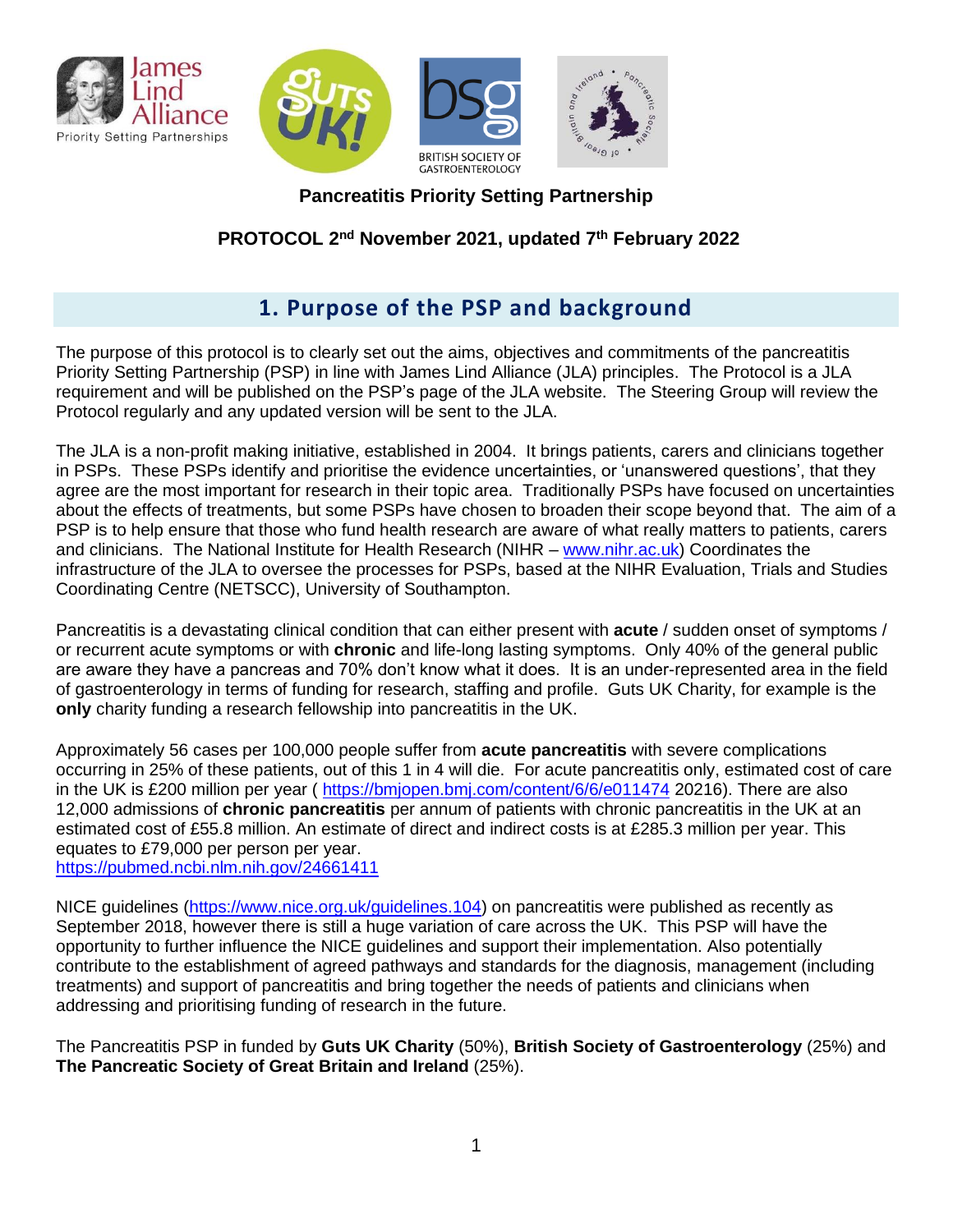**Pancreatitis Priority Setting Partnership**

**PROTOCOL 2nd November 2021, updated 7th February 2022**

## 1. Purpose of the PSP and background

The purpose of this protocol is to clearly set out the aims, objectives and commitments of the pancreatitis Priority Setting Partnership (PSP) in line with James Lind Alliance (JLA) principles. The Protocol is a JLA requirement and will be published on the PSP's page of the JLA website. The Steering Group will review the Protocol regularly and any updated version will be sent to the JLA.

The JLA is a non-profit making initiative, established in 2004. It brings patients, carers and clinicians together in PSPs. These PSPs identify and prioritise the evidence uncertainties, or 'unanswered questions', that they agree are the most important for research in their topic area. Traditionally PSPs have focused on uncertainties about the effects of treatments, but some PSPs have chosen to broaden their scope beyond that. The aim of a PSP is to help ensure that those who fund health research are aware of what really matters to patients, carers and clinicians. The National Institute for Health Research (NIHR – [www.nihr.ac.uk](www.nihr.ac.uk)) Coordinates the infrastructure of the JLA to oversee the processes for PSPs, based at the NIHR Evaluation, Trials and Studies Coordinating Centre (NETSCC), University of Southampton.

Pancreatitis is a devastating clinical condition that can either present with **acute** / sudden onset of symptoms / or recurrent acute symptoms or with **chronic** and life-long lasting symptoms. Only 40% of the general public are aware they have a pancreas and 70% don't know what it does. It is an under-represented area in the field of gastroenterology in terms of funding for research, staffing and profile. Guts UK Charity, for example is the **only** charity funding a research fellowship into pancreatitis in the UK.

Approximately 56 cases per 100,000 people suffer from **acute pancreatitis** with severe complications occurring in 25% of these patients, out of this 1 in 4 will die. For acute pancreatitis only, estimated cost of care in the UK is £200 million per year ( [https://bmjopen.bmj.com/content/6/6/e011474](https://bmjopen.bmj.com/content/6/6/e011474) 20216). There are also 12,000 admissions of **chronic pancreatitis** per annum of patients with chronic pancreatitis in the UK at an estimated cost of £55.8 million. An estimate of direct and indirect costs is at £285.3 million per year. This equates to £79,000 per person per year.
[https://pubmed.ncbi.nlm.nih.gov/24661411](https://pubmed.ncbi.nlm.nih.gov/24661411)

NICE guidelines ([https://www.nice.org.uk/guidelines.104](https://www.nice.org.uk/guidelines.104)) on pancreatitis were published as recently as September 2018, however there is still a huge variation of care across the UK. This PSP will have the opportunity to further influence the NICE guidelines and support their implementation. Also potentially contribute to the establishment of agreed pathways and standards for the diagnosis, management (including treatments) and support of pancreatitis and bring together the needs of patients and clinicians when addressing and prioritising funding of research in the future.

The Pancreatitis PSP in funded by **Guts UK Charity** (50%), **British Society of Gastroenterology** (25%) and **The Pancreatic Society of Great Britain and Ireland** (25%).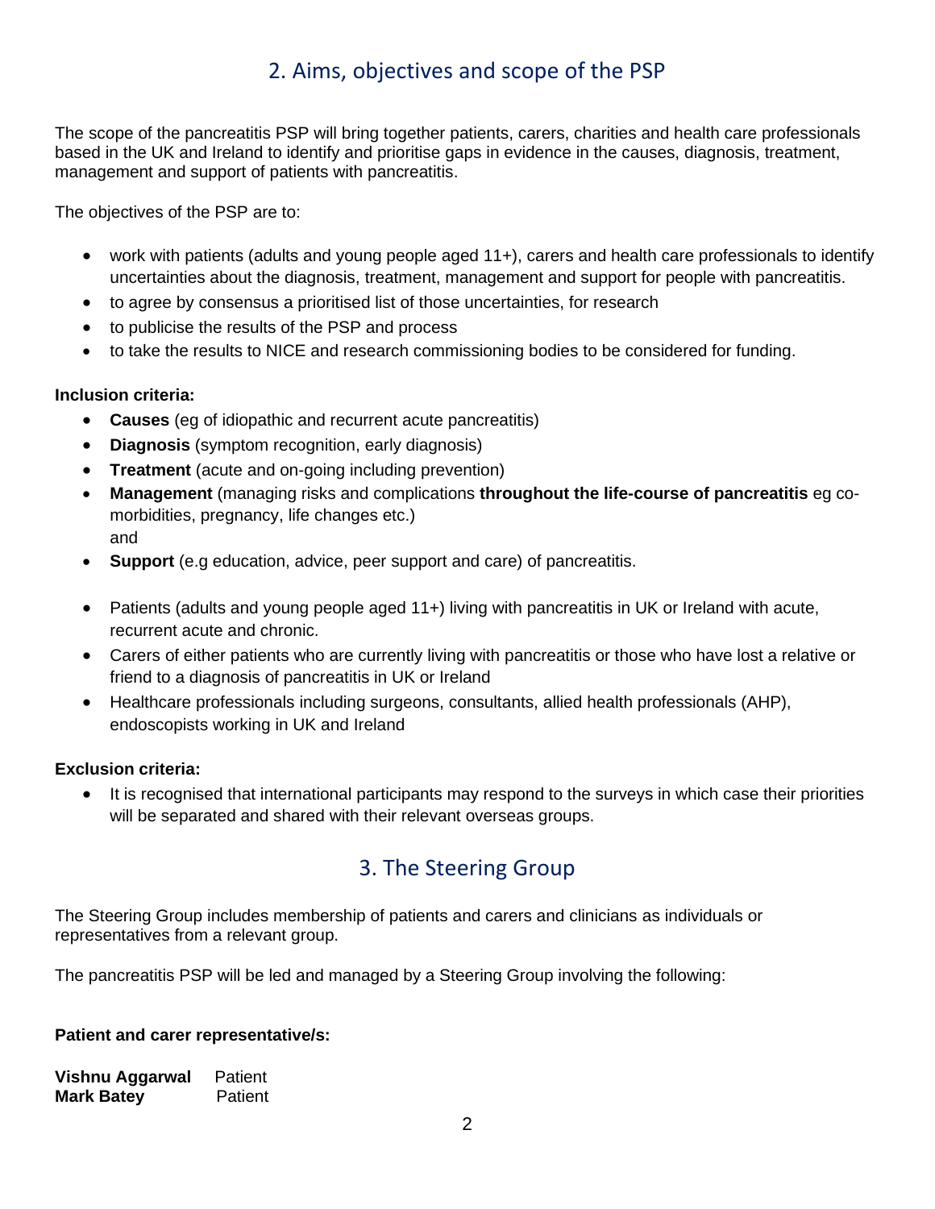## 2. Aims, objectives and scope of the PSP

The scope of the pancreatitis PSP will bring together patients, carers, charities and health care professionals based in the UK and Ireland to identify and prioritise gaps in evidence in the causes, diagnosis, treatment, management and support of patients with pancreatitis.

The objectives of the PSP are to:

- work with patients (adults and young people aged 11+), carers and health care professionals to identify uncertainties about the diagnosis, treatment, management and support for people with pancreatitis.
- to agree by consensus a prioritised list of those uncertainties, for research
- to publicise the results of the PSP and process
- to take the results to NICE and research commissioning bodies to be considered for funding.

**Inclusion criteria:**

- **Causes** (eg of idiopathic and recurrent acute pancreatitis)
- **Diagnosis** (symptom recognition, early diagnosis)
- **Treatment** (acute and on-going including prevention)
- **Management** (managing risks and complications **throughout the life-course of pancreatitis** eg co-morbidities, pregnancy, life changes etc.)
  and
- **Support** (e.g education, advice, peer support and care) of pancreatitis.

- Patients (adults and young people aged 11+) living with pancreatitis in UK or Ireland with acute, recurrent acute and chronic.
- Carers of either patients who are currently living with pancreatitis or those who have lost a relative or friend to a diagnosis of pancreatitis in UK or Ireland
- Healthcare professionals including surgeons, consultants, allied health professionals (AHP), endoscopists working in UK and Ireland

**Exclusion criteria:**

- It is recognised that international participants may respond to the surveys in which case their priorities will be separated and shared with their relevant overseas groups.

## 3. The Steering Group

The Steering Group includes membership of patients and carers and clinicians as individuals or representatives from a relevant group.

The pancreatitis PSP will be led and managed by a Steering Group involving the following:

**Patient and carer representative/s:**

**Vishnu Aggarwal** Patient
**Mark Batey** Patient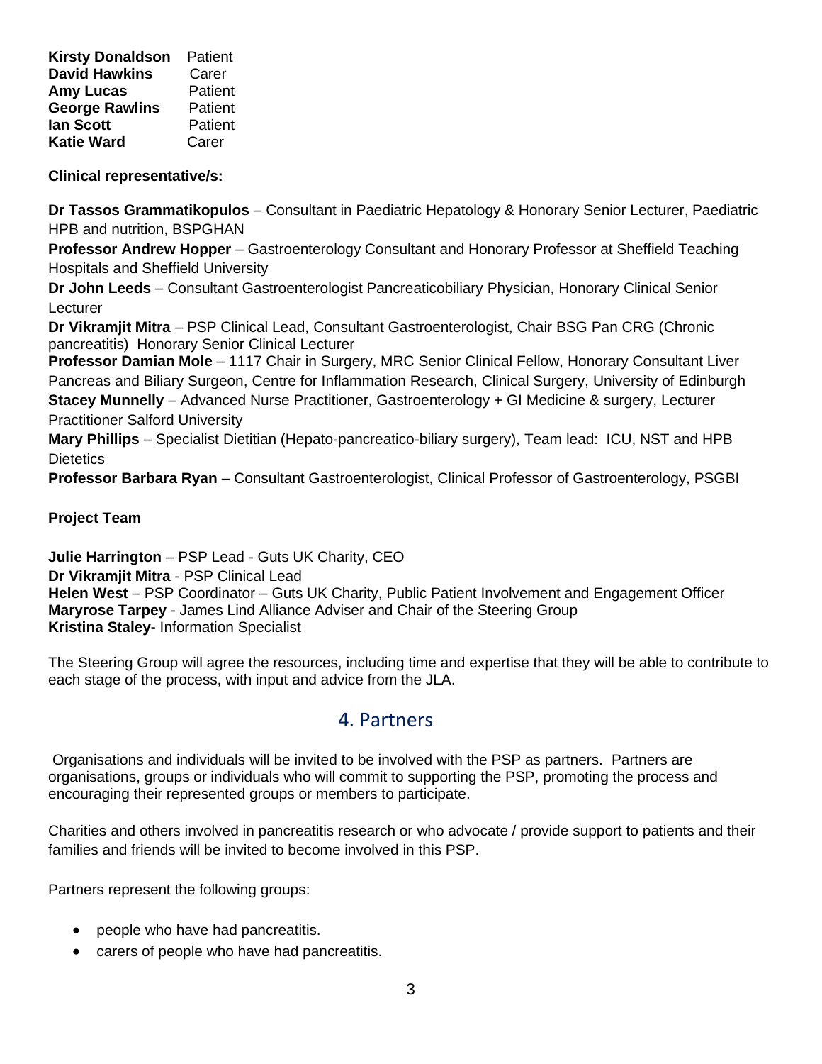| | |
|---|---|
| **Kirsty Donaldson** | Patient |
| **David Hawkins** | Carer |
| **Amy Lucas** | Patient |
| **George Rawlins** | Patient |
| **Ian Scott** | Patient |
| **Katie Ward** | Carer |

**Clinical representative/s:**

**Dr Tassos Grammatikopulos** – Consultant in Paediatric Hepatology & Honorary Senior Lecturer, Paediatric HPB and nutrition, BSPGHAN

**Professor Andrew Hopper** – Gastroenterology Consultant and Honorary Professor at Sheffield Teaching Hospitals and Sheffield University

**Dr John Leeds** – Consultant Gastroenterologist Pancreaticobiliary Physician, Honorary Clinical Senior Lecturer

**Dr Vikramjit Mitra** – PSP Clinical Lead, Consultant Gastroenterologist, Chair BSG Pan CRG (Chronic pancreatitis) Honorary Senior Clinical Lecturer

**Professor Damian Mole** – 1117 Chair in Surgery, MRC Senior Clinical Fellow, Honorary Consultant Liver Pancreas and Biliary Surgeon, Centre for Inflammation Research, Clinical Surgery, University of Edinburgh

**Stacey Munnelly** – Advanced Nurse Practitioner, Gastroenterology + GI Medicine & surgery, Lecturer Practitioner Salford University

**Mary Phillips** – Specialist Dietitian (Hepato-pancreatico-biliary surgery), Team lead: ICU, NST and HPB Dietetics

**Professor Barbara Ryan** – Consultant Gastroenterologist, Clinical Professor of Gastroenterology, PSGBI

**Project Team**

**Julie Harrington** – PSP Lead - Guts UK Charity, CEO
**Dr Vikramjit Mitra** - PSP Clinical Lead
**Helen West** – PSP Coordinator – Guts UK Charity, Public Patient Involvement and Engagement Officer
**Maryrose Tarpey** - James Lind Alliance Adviser and Chair of the Steering Group
**Kristina Staley-** Information Specialist

The Steering Group will agree the resources, including time and expertise that they will be able to contribute to each stage of the process, with input and advice from the JLA.

## 4. Partners

Organisations and individuals will be invited to be involved with the PSP as partners. Partners are organisations, groups or individuals who will commit to supporting the PSP, promoting the process and encouraging their represented groups or members to participate.

Charities and others involved in pancreatitis research or who advocate / provide support to patients and their families and friends will be invited to become involved in this PSP.

Partners represent the following groups:

- people who have had pancreatitis.
- carers of people who have had pancreatitis.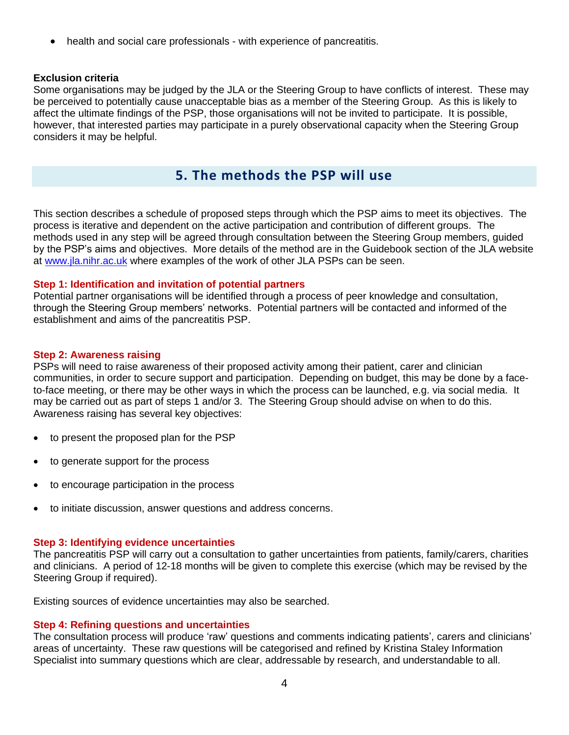- health and social care professionals - with experience of pancreatitis.

**Exclusion criteria**

Some organisations may be judged by the JLA or the Steering Group to have conflicts of interest. These may be perceived to potentially cause unacceptable bias as a member of the Steering Group. As this is likely to affect the ultimate findings of the PSP, those organisations will not be invited to participate. It is possible, however, that interested parties may participate in a purely observational capacity when the Steering Group considers it may be helpful.

## 5. The methods the PSP will use

This section describes a schedule of proposed steps through which the PSP aims to meet its objectives. The process is iterative and dependent on the active participation and contribution of different groups. The methods used in any step will be agreed through consultation between the Steering Group members, guided by the PSP's aims and objectives. More details of the method are in the Guidebook section of the JLA website at [www.jla.nihr.ac.uk](http://www.jla.nihr.ac.uk) where examples of the work of other JLA PSPs can be seen.

### Step 1: Identification and invitation of potential partners

Potential partner organisations will be identified through a process of peer knowledge and consultation, through the Steering Group members' networks. Potential partners will be contacted and informed of the establishment and aims of the pancreatitis PSP.

### Step 2: Awareness raising

PSPs will need to raise awareness of their proposed activity among their patient, carer and clinician communities, in order to secure support and participation. Depending on budget, this may be done by a face-to-face meeting, or there may be other ways in which the process can be launched, e.g. via social media. It may be carried out as part of steps 1 and/or 3. The Steering Group should advise on when to do this. Awareness raising has several key objectives:

- to present the proposed plan for the PSP
- to generate support for the process
- to encourage participation in the process
- to initiate discussion, answer questions and address concerns.

### Step 3: Identifying evidence uncertainties

The pancreatitis PSP will carry out a consultation to gather uncertainties from patients, family/carers, charities and clinicians. A period of 12-18 months will be given to complete this exercise (which may be revised by the Steering Group if required).

Existing sources of evidence uncertainties may also be searched.

### Step 4: Refining questions and uncertainties

The consultation process will produce 'raw' questions and comments indicating patients', carers and clinicians' areas of uncertainty. These raw questions will be categorised and refined by Kristina Staley Information Specialist into summary questions which are clear, addressable by research, and understandable to all.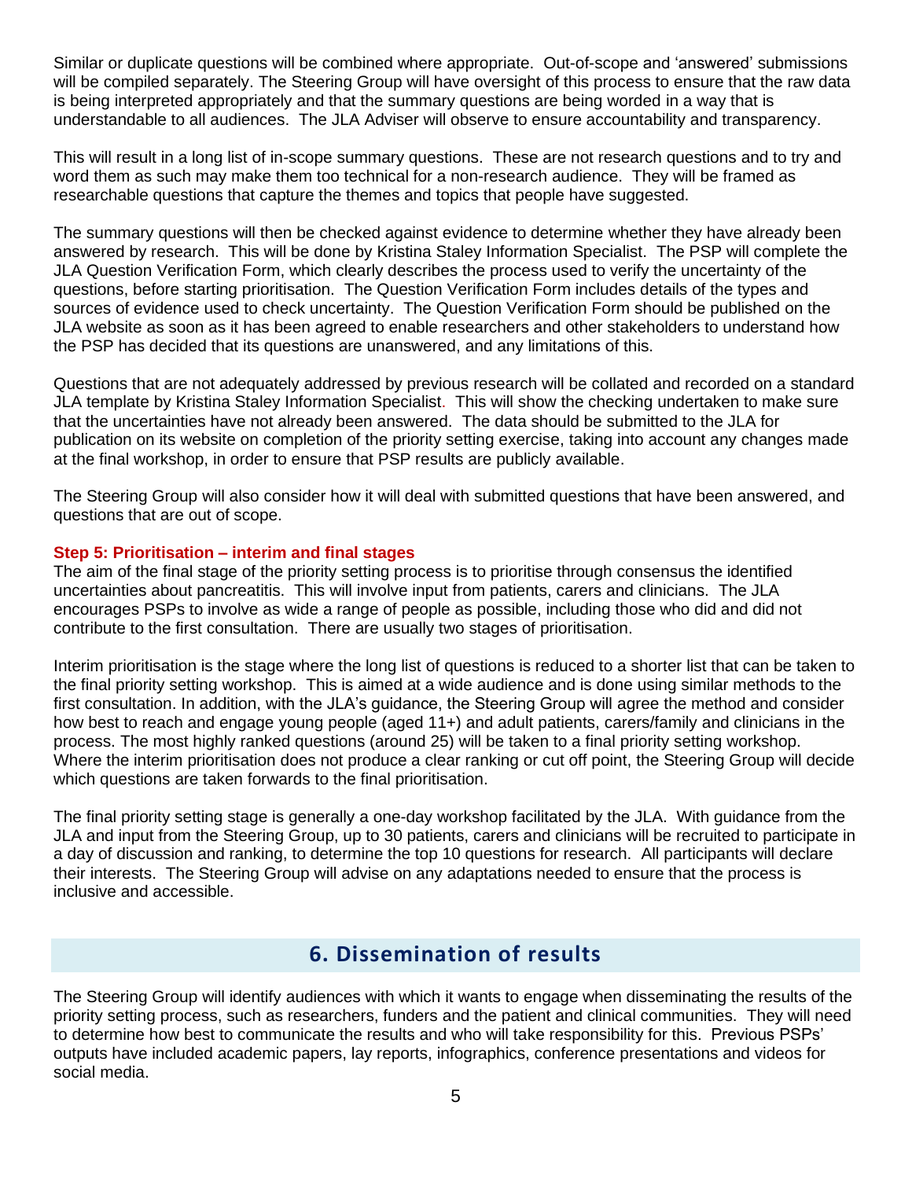Similar or duplicate questions will be combined where appropriate. Out-of-scope and 'answered' submissions will be compiled separately. The Steering Group will have oversight of this process to ensure that the raw data is being interpreted appropriately and that the summary questions are being worded in a way that is understandable to all audiences. The JLA Adviser will observe to ensure accountability and transparency.

This will result in a long list of in-scope summary questions. These are not research questions and to try and word them as such may make them too technical for a non-research audience. They will be framed as researchable questions that capture the themes and topics that people have suggested.

The summary questions will then be checked against evidence to determine whether they have already been answered by research. This will be done by Kristina Staley Information Specialist. The PSP will complete the JLA Question Verification Form, which clearly describes the process used to verify the uncertainty of the questions, before starting prioritisation. The Question Verification Form includes details of the types and sources of evidence used to check uncertainty. The Question Verification Form should be published on the JLA website as soon as it has been agreed to enable researchers and other stakeholders to understand how the PSP has decided that its questions are unanswered, and any limitations of this.

Questions that are not adequately addressed by previous research will be collated and recorded on a standard JLA template by Kristina Staley Information Specialist. This will show the checking undertaken to make sure that the uncertainties have not already been answered. The data should be submitted to the JLA for publication on its website on completion of the priority setting exercise, taking into account any changes made at the final workshop, in order to ensure that PSP results are publicly available.

The Steering Group will also consider how it will deal with submitted questions that have been answered, and questions that are out of scope.

### Step 5: Prioritisation – interim and final stages

The aim of the final stage of the priority setting process is to prioritise through consensus the identified uncertainties about pancreatitis. This will involve input from patients, carers and clinicians. The JLA encourages PSPs to involve as wide a range of people as possible, including those who did and did not contribute to the first consultation. There are usually two stages of prioritisation.

Interim prioritisation is the stage where the long list of questions is reduced to a shorter list that can be taken to the final priority setting workshop. This is aimed at a wide audience and is done using similar methods to the first consultation. In addition, with the JLA's guidance, the Steering Group will agree the method and consider how best to reach and engage young people (aged 11+) and adult patients, carers/family and clinicians in the process. The most highly ranked questions (around 25) will be taken to a final priority setting workshop. Where the interim prioritisation does not produce a clear ranking or cut off point, the Steering Group will decide which questions are taken forwards to the final prioritisation.

The final priority setting stage is generally a one-day workshop facilitated by the JLA. With guidance from the JLA and input from the Steering Group, up to 30 patients, carers and clinicians will be recruited to participate in a day of discussion and ranking, to determine the top 10 questions for research. All participants will declare their interests. The Steering Group will advise on any adaptations needed to ensure that the process is inclusive and accessible.

## 6. Dissemination of results

The Steering Group will identify audiences with which it wants to engage when disseminating the results of the priority setting process, such as researchers, funders and the patient and clinical communities. They will need to determine how best to communicate the results and who will take responsibility for this. Previous PSPs' outputs have included academic papers, lay reports, infographics, conference presentations and videos for social media.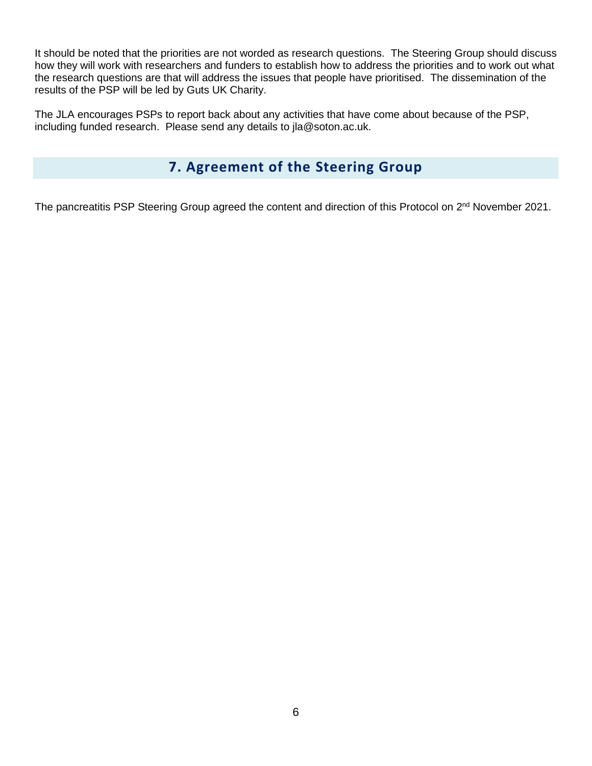It should be noted that the priorities are not worded as research questions. The Steering Group should discuss how they will work with researchers and funders to establish how to address the priorities and to work out what the research questions are that will address the issues that people have prioritised. The dissemination of the results of the PSP will be led by Guts UK Charity.

The JLA encourages PSPs to report back about any activities that have come about because of the PSP, including funded research. Please send any details to jla@soton.ac.uk.

## 7. Agreement of the Steering Group

The pancreatitis PSP Steering Group agreed the content and direction of this Protocol on 2nd November 2021.